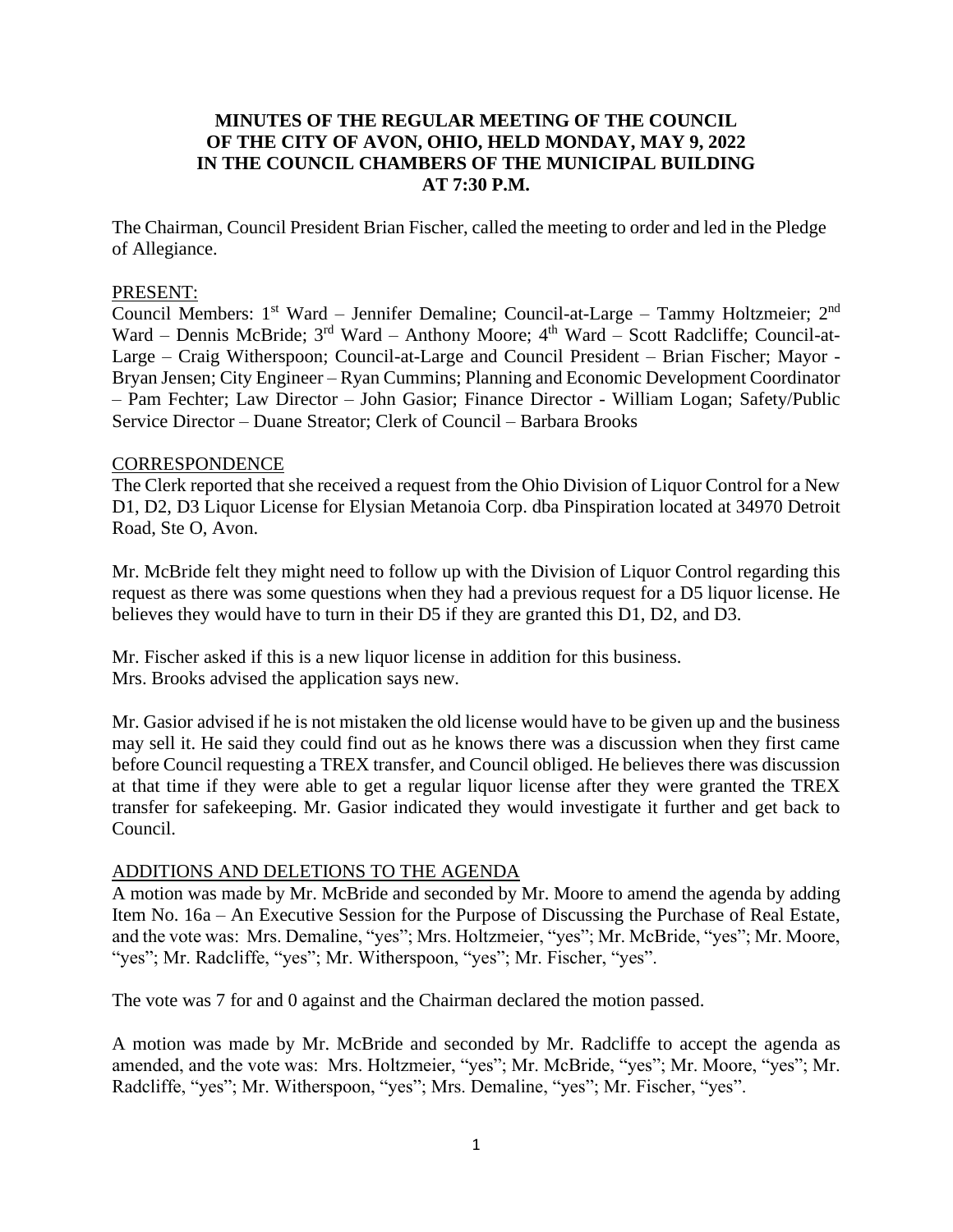**MINUTES OF THE REGULAR MEETING OF THE COUNCIL OF THE CITY OF AVON, OHIO, HELD MONDAY, MAY 9, 2022 IN THE COUNCIL CHAMBERS OF THE MUNICIPAL BUILDING AT 7:30 P.M.**

The Chairman, Council President Brian Fischer, called the meeting to order and led in the Pledge of Allegiance.

PRESENT:

Council Members: 1st Ward – Jennifer Demaline; Council-at-Large – Tammy Holtzmeier; 2nd Ward – Dennis McBride; 3rd Ward – Anthony Moore; 4th Ward – Scott Radcliffe; Council-at-Large – Craig Witherspoon; Council-at-Large and Council President – Brian Fischer; Mayor - Bryan Jensen; City Engineer – Ryan Cummins; Planning and Economic Development Coordinator – Pam Fechter; Law Director – John Gasior; Finance Director - William Logan; Safety/Public Service Director – Duane Streator; Clerk of Council – Barbara Brooks

CORRESPONDENCE

The Clerk reported that she received a request from the Ohio Division of Liquor Control for a New D1, D2, D3 Liquor License for Elysian Metanoia Corp. dba Pinspiration located at 34970 Detroit Road, Ste O, Avon.

Mr. McBride felt they might need to follow up with the Division of Liquor Control regarding this request as there was some questions when they had a previous request for a D5 liquor license. He believes they would have to turn in their D5 if they are granted this D1, D2, and D3.

Mr. Fischer asked if this is a new liquor license in addition for this business.
Mrs. Brooks advised the application says new.

Mr. Gasior advised if he is not mistaken the old license would have to be given up and the business may sell it. He said they could find out as he knows there was a discussion when they first came before Council requesting a TREX transfer, and Council obliged. He believes there was discussion at that time if they were able to get a regular liquor license after they were granted the TREX transfer for safekeeping. Mr. Gasior indicated they would investigate it further and get back to Council.

ADDITIONS AND DELETIONS TO THE AGENDA

A motion was made by Mr. McBride and seconded by Mr. Moore to amend the agenda by adding Item No. 16a – An Executive Session for the Purpose of Discussing the Purchase of Real Estate, and the vote was: Mrs. Demaline, "yes"; Mrs. Holtzmeier, "yes"; Mr. McBride, "yes"; Mr. Moore, "yes"; Mr. Radcliffe, "yes"; Mr. Witherspoon, "yes"; Mr. Fischer, "yes".

The vote was 7 for and 0 against and the Chairman declared the motion passed.

A motion was made by Mr. McBride and seconded by Mr. Radcliffe to accept the agenda as amended, and the vote was: Mrs. Holtzmeier, "yes"; Mr. McBride, "yes"; Mr. Moore, "yes"; Mr. Radcliffe, "yes"; Mr. Witherspoon, "yes"; Mrs. Demaline, "yes"; Mr. Fischer, "yes".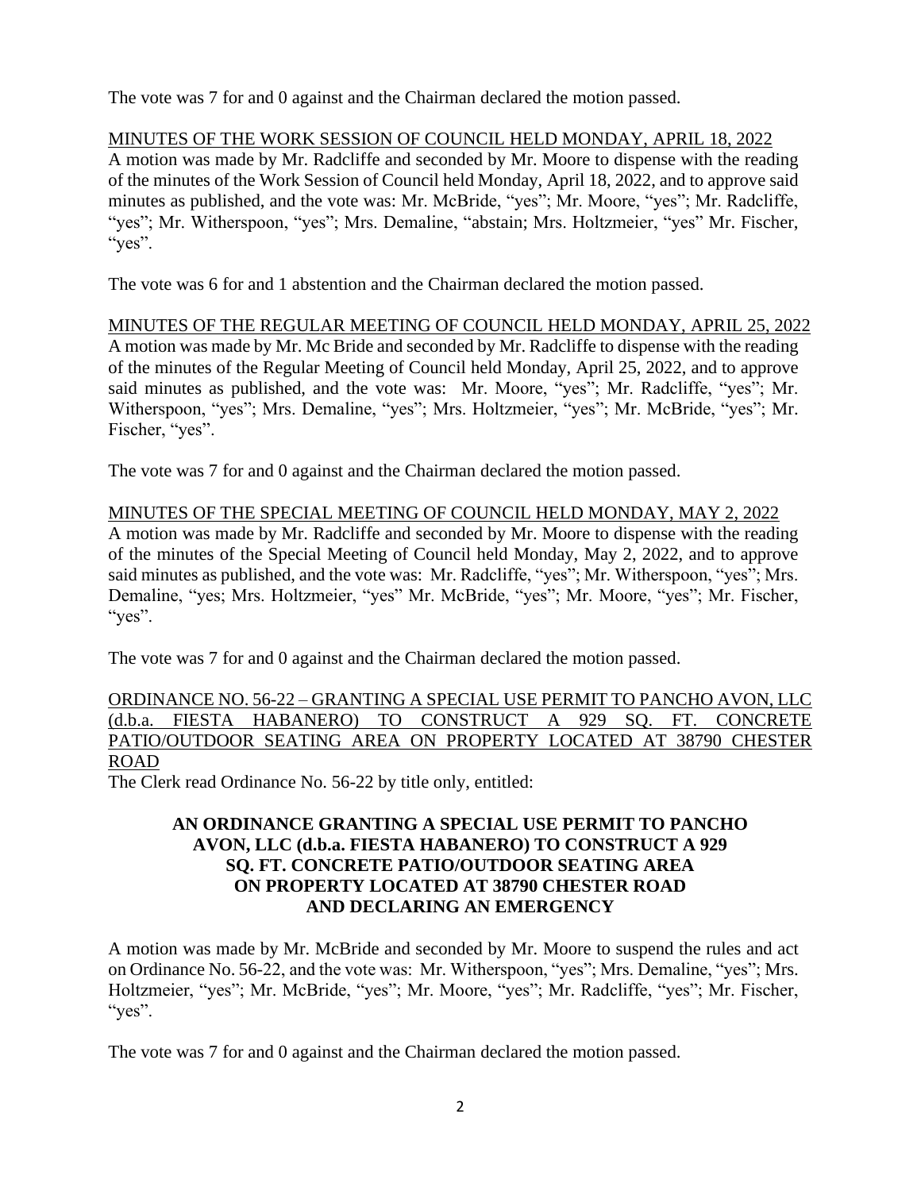The vote was 7 for and 0 against and the Chairman declared the motion passed.

MINUTES OF THE WORK SESSION OF COUNCIL HELD MONDAY, APRIL 18, 2022

A motion was made by Mr. Radcliffe and seconded by Mr. Moore to dispense with the reading of the minutes of the Work Session of Council held Monday, April 18, 2022, and to approve said minutes as published, and the vote was: Mr. McBride, "yes"; Mr. Moore, "yes"; Mr. Radcliffe, "yes"; Mr. Witherspoon, "yes"; Mrs. Demaline, "abstain; Mrs. Holtzmeier, "yes" Mr. Fischer, "yes".

The vote was 6 for and 1 abstention and the Chairman declared the motion passed.

MINUTES OF THE REGULAR MEETING OF COUNCIL HELD MONDAY, APRIL 25, 2022

A motion was made by Mr. Mc Bride and seconded by Mr. Radcliffe to dispense with the reading of the minutes of the Regular Meeting of Council held Monday, April 25, 2022, and to approve said minutes as published, and the vote was: Mr. Moore, "yes"; Mr. Radcliffe, "yes"; Mr. Witherspoon, "yes"; Mrs. Demaline, "yes"; Mrs. Holtzmeier, "yes"; Mr. McBride, "yes"; Mr. Fischer, "yes".

The vote was 7 for and 0 against and the Chairman declared the motion passed.

MINUTES OF THE SPECIAL MEETING OF COUNCIL HELD MONDAY, MAY 2, 2022

A motion was made by Mr. Radcliffe and seconded by Mr. Moore to dispense with the reading of the minutes of the Special Meeting of Council held Monday, May 2, 2022, and to approve said minutes as published, and the vote was: Mr. Radcliffe, "yes"; Mr. Witherspoon, "yes"; Mrs. Demaline, "yes; Mrs. Holtzmeier, "yes" Mr. McBride, "yes"; Mr. Moore, "yes"; Mr. Fischer, "yes".

The vote was 7 for and 0 against and the Chairman declared the motion passed.

ORDINANCE NO. 56-22 – GRANTING A SPECIAL USE PERMIT TO PANCHO AVON, LLC (d.b.a. FIESTA HABANERO) TO CONSTRUCT A 929 SQ. FT. CONCRETE PATIO/OUTDOOR SEATING AREA ON PROPERTY LOCATED AT 38790 CHESTER ROAD

The Clerk read Ordinance No. 56-22 by title only, entitled:

**AN ORDINANCE GRANTING A SPECIAL USE PERMIT TO PANCHO AVON, LLC (d.b.a. FIESTA HABANERO) TO CONSTRUCT A 929 SQ. FT. CONCRETE PATIO/OUTDOOR SEATING AREA ON PROPERTY LOCATED AT 38790 CHESTER ROAD AND DECLARING AN EMERGENCY**

A motion was made by Mr. McBride and seconded by Mr. Moore to suspend the rules and act on Ordinance No. 56-22, and the vote was: Mr. Witherspoon, "yes"; Mrs. Demaline, "yes"; Mrs. Holtzmeier, "yes"; Mr. McBride, "yes"; Mr. Moore, "yes"; Mr. Radcliffe, "yes"; Mr. Fischer, "yes".

The vote was 7 for and 0 against and the Chairman declared the motion passed.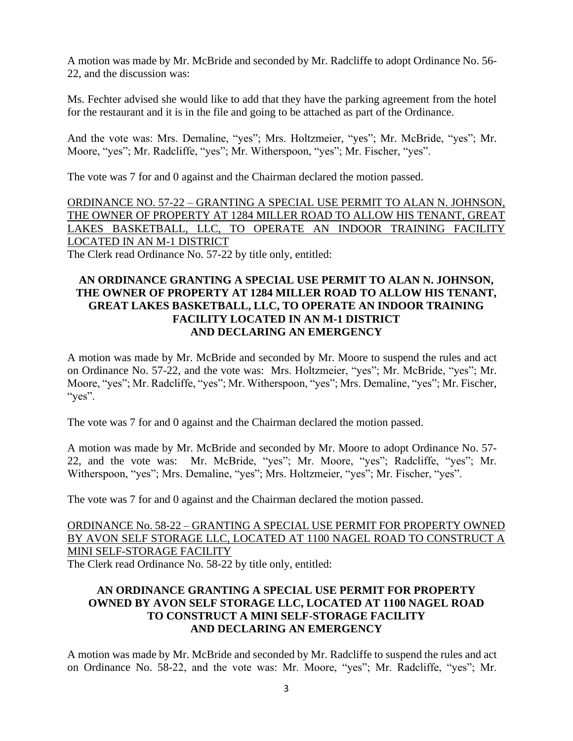A motion was made by Mr. McBride and seconded by Mr. Radcliffe to adopt Ordinance No. 56-22, and the discussion was:

Ms. Fechter advised she would like to add that they have the parking agreement from the hotel for the restaurant and it is in the file and going to be attached as part of the Ordinance.

And the vote was: Mrs. Demaline, "yes"; Mrs. Holtzmeier, "yes"; Mr. McBride, "yes"; Mr. Moore, "yes"; Mr. Radcliffe, "yes"; Mr. Witherspoon, "yes"; Mr. Fischer, "yes".

The vote was 7 for and 0 against and the Chairman declared the motion passed.

<u>ORDINANCE NO. 57-22 – GRANTING A SPECIAL USE PERMIT TO ALAN N. JOHNSON, THE OWNER OF PROPERTY AT 1284 MILLER ROAD TO ALLOW HIS TENANT, GREAT LAKES BASKETBALL, LLC, TO OPERATE AN INDOOR TRAINING FACILITY LOCATED IN AN M-1 DISTRICT</u>

The Clerk read Ordinance No. 57-22 by title only, entitled:

**AN ORDINANCE GRANTING A SPECIAL USE PERMIT TO ALAN N. JOHNSON, THE OWNER OF PROPERTY AT 1284 MILLER ROAD TO ALLOW HIS TENANT, GREAT LAKES BASKETBALL, LLC, TO OPERATE AN INDOOR TRAINING FACILITY LOCATED IN AN M-1 DISTRICT AND DECLARING AN EMERGENCY**

A motion was made by Mr. McBride and seconded by Mr. Moore to suspend the rules and act on Ordinance No. 57-22, and the vote was: Mrs. Holtzmeier, "yes"; Mr. McBride, "yes"; Mr. Moore, "yes"; Mr. Radcliffe, "yes"; Mr. Witherspoon, "yes"; Mrs. Demaline, "yes"; Mr. Fischer, "yes".

The vote was 7 for and 0 against and the Chairman declared the motion passed.

A motion was made by Mr. McBride and seconded by Mr. Moore to adopt Ordinance No. 57-22, and the vote was: Mr. McBride, "yes"; Mr. Moore, "yes"; Radcliffe, "yes"; Mr. Witherspoon, "yes"; Mrs. Demaline, "yes"; Mrs. Holtzmeier, "yes"; Mr. Fischer, "yes".

The vote was 7 for and 0 against and the Chairman declared the motion passed.

<u>ORDINANCE No. 58-22 – GRANTING A SPECIAL USE PERMIT FOR PROPERTY OWNED BY AVON SELF STORAGE LLC, LOCATED AT 1100 NAGEL ROAD TO CONSTRUCT A MINI SELF-STORAGE FACILITY</u>

The Clerk read Ordinance No. 58-22 by title only, entitled:

**AN ORDINANCE GRANTING A SPECIAL USE PERMIT FOR PROPERTY OWNED BY AVON SELF STORAGE LLC, LOCATED AT 1100 NAGEL ROAD TO CONSTRUCT A MINI SELF-STORAGE FACILITY AND DECLARING AN EMERGENCY**

A motion was made by Mr. McBride and seconded by Mr. Radcliffe to suspend the rules and act on Ordinance No. 58-22, and the vote was: Mr. Moore, "yes"; Mr. Radcliffe, "yes"; Mr.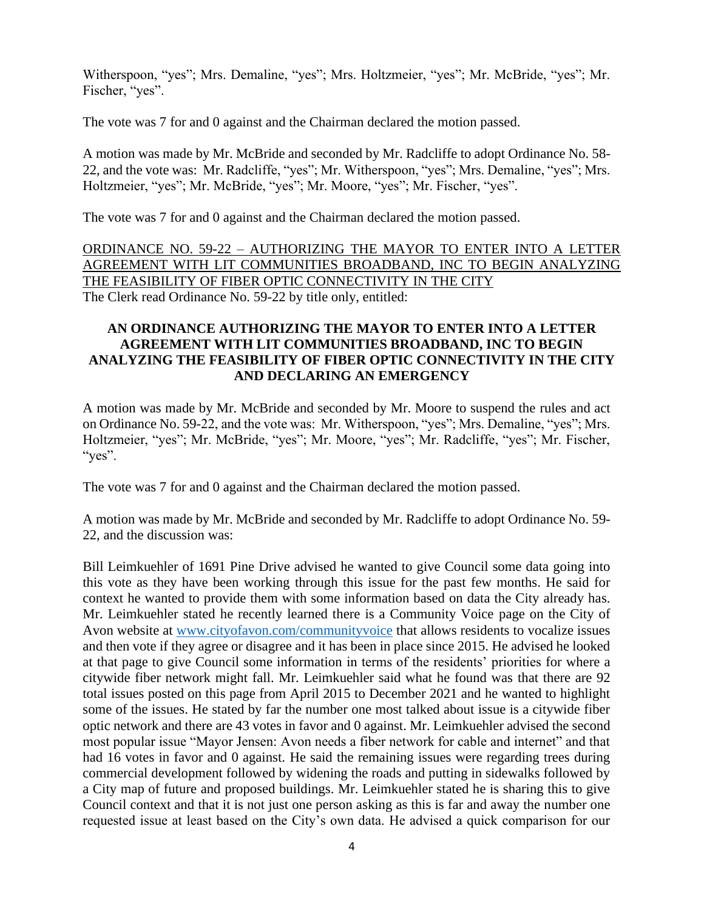Witherspoon, “yes”; Mrs. Demaline, “yes”; Mrs. Holtzmeier, “yes”; Mr. McBride, “yes”; Mr. Fischer, “yes”.

The vote was 7 for and 0 against and the Chairman declared the motion passed.

A motion was made by Mr. McBride and seconded by Mr. Radcliffe to adopt Ordinance No. 58-22, and the vote was: Mr. Radcliffe, “yes”; Mr. Witherspoon, “yes”; Mrs. Demaline, “yes”; Mrs. Holtzmeier, “yes”; Mr. McBride, “yes”; Mr. Moore, “yes”; Mr. Fischer, “yes”.

The vote was 7 for and 0 against and the Chairman declared the motion passed.

<u>ORDINANCE NO. 59-22 – AUTHORIZING THE MAYOR TO ENTER INTO A LETTER AGREEMENT WITH LIT COMMUNITIES BROADBAND, INC TO BEGIN ANALYZING THE FEASIBILITY OF FIBER OPTIC CONNECTIVITY IN THE CITY</u>

The Clerk read Ordinance No. 59-22 by title only, entitled:

**AN ORDINANCE AUTHORIZING THE MAYOR TO ENTER INTO A LETTER AGREEMENT WITH LIT COMMUNITIES BROADBAND, INC TO BEGIN ANALYZING THE FEASIBILITY OF FIBER OPTIC CONNECTIVITY IN THE CITY AND DECLARING AN EMERGENCY**

A motion was made by Mr. McBride and seconded by Mr. Moore to suspend the rules and act on Ordinance No. 59-22, and the vote was: Mr. Witherspoon, “yes”; Mrs. Demaline, “yes”; Mrs. Holtzmeier, “yes”; Mr. McBride, “yes”; Mr. Moore, “yes”; Mr. Radcliffe, “yes”; Mr. Fischer, “yes”.

The vote was 7 for and 0 against and the Chairman declared the motion passed.

A motion was made by Mr. McBride and seconded by Mr. Radcliffe to adopt Ordinance No. 59-22, and the discussion was:

Bill Leimkuehler of 1691 Pine Drive advised he wanted to give Council some data going into this vote as they have been working through this issue for the past few months. He said for context he wanted to provide them with some information based on data the City already has. Mr. Leimkuehler stated he recently learned there is a Community Voice page on the City of Avon website at www.cityofavon.com/communityvoice that allows residents to vocalize issues and then vote if they agree or disagree and it has been in place since 2015. He advised he looked at that page to give Council some information in terms of the residents’ priorities for where a citywide fiber network might fall. Mr. Leimkuehler said what he found was that there are 92 total issues posted on this page from April 2015 to December 2021 and he wanted to highlight some of the issues. He stated by far the number one most talked about issue is a citywide fiber optic network and there are 43 votes in favor and 0 against. Mr. Leimkuehler advised the second most popular issue “Mayor Jensen: Avon needs a fiber network for cable and internet” and that had 16 votes in favor and 0 against. He said the remaining issues were regarding trees during commercial development followed by widening the roads and putting in sidewalks followed by a City map of future and proposed buildings. Mr. Leimkuehler stated he is sharing this to give Council context and that it is not just one person asking as this is far and away the number one requested issue at least based on the City’s own data. He advised a quick comparison for our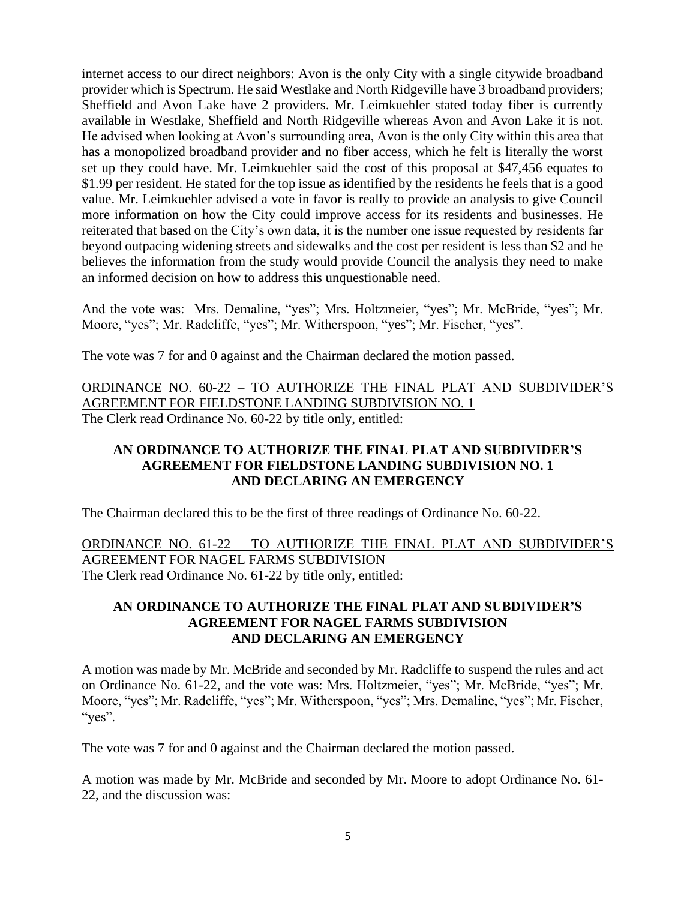internet access to our direct neighbors: Avon is the only City with a single citywide broadband provider which is Spectrum. He said Westlake and North Ridgeville have 3 broadband providers; Sheffield and Avon Lake have 2 providers. Mr. Leimkuehler stated today fiber is currently available in Westlake, Sheffield and North Ridgeville whereas Avon and Avon Lake it is not. He advised when looking at Avon's surrounding area, Avon is the only City within this area that has a monopolized broadband provider and no fiber access, which he felt is literally the worst set up they could have. Mr. Leimkuehler said the cost of this proposal at $47,456 equates to $1.99 per resident. He stated for the top issue as identified by the residents he feels that is a good value. Mr. Leimkuehler advised a vote in favor is really to provide an analysis to give Council more information on how the City could improve access for its residents and businesses. He reiterated that based on the City's own data, it is the number one issue requested by residents far beyond outpacing widening streets and sidewalks and the cost per resident is less than $2 and he believes the information from the study would provide Council the analysis they need to make an informed decision on how to address this unquestionable need.

And the vote was: Mrs. Demaline, "yes"; Mrs. Holtzmeier, "yes"; Mr. McBride, "yes"; Mr. Moore, "yes"; Mr. Radcliffe, "yes"; Mr. Witherspoon, "yes"; Mr. Fischer, "yes".

The vote was 7 for and 0 against and the Chairman declared the motion passed.

ORDINANCE NO. 60-22 – TO AUTHORIZE THE FINAL PLAT AND SUBDIVIDER'S AGREEMENT FOR FIELDSTONE LANDING SUBDIVISION NO. 1

The Clerk read Ordinance No. 60-22 by title only, entitled:

**AN ORDINANCE TO AUTHORIZE THE FINAL PLAT AND SUBDIVIDER'S AGREEMENT FOR FIELDSTONE LANDING SUBDIVISION NO. 1 AND DECLARING AN EMERGENCY**

The Chairman declared this to be the first of three readings of Ordinance No. 60-22.

ORDINANCE NO. 61-22 – TO AUTHORIZE THE FINAL PLAT AND SUBDIVIDER'S AGREEMENT FOR NAGEL FARMS SUBDIVISION

The Clerk read Ordinance No. 61-22 by title only, entitled:

**AN ORDINANCE TO AUTHORIZE THE FINAL PLAT AND SUBDIVIDER'S AGREEMENT FOR NAGEL FARMS SUBDIVISION AND DECLARING AN EMERGENCY**

A motion was made by Mr. McBride and seconded by Mr. Radcliffe to suspend the rules and act on Ordinance No. 61-22, and the vote was: Mrs. Holtzmeier, "yes"; Mr. McBride, "yes"; Mr. Moore, "yes"; Mr. Radcliffe, "yes"; Mr. Witherspoon, "yes"; Mrs. Demaline, "yes"; Mr. Fischer, "yes".

The vote was 7 for and 0 against and the Chairman declared the motion passed.

A motion was made by Mr. McBride and seconded by Mr. Moore to adopt Ordinance No. 61-22, and the discussion was: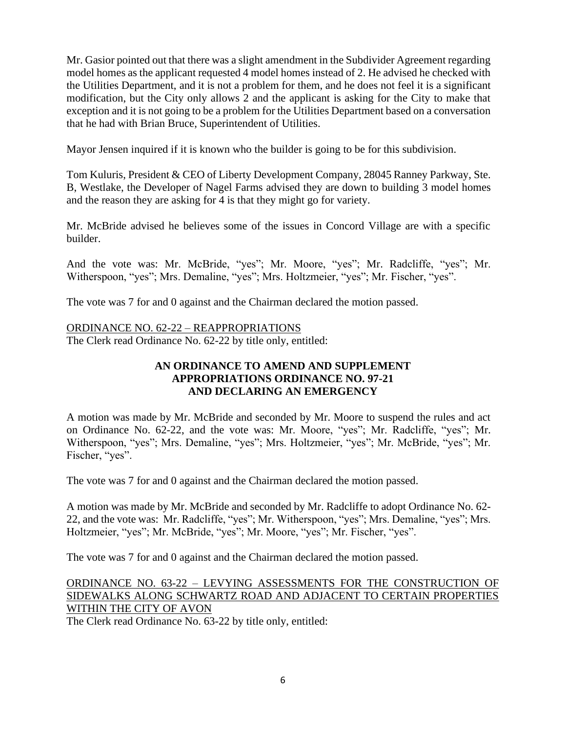Mr. Gasior pointed out that there was a slight amendment in the Subdivider Agreement regarding model homes as the applicant requested 4 model homes instead of 2. He advised he checked with the Utilities Department, and it is not a problem for them, and he does not feel it is a significant modification, but the City only allows 2 and the applicant is asking for the City to make that exception and it is not going to be a problem for the Utilities Department based on a conversation that he had with Brian Bruce, Superintendent of Utilities.

Mayor Jensen inquired if it is known who the builder is going to be for this subdivision.

Tom Kuluris, President & CEO of Liberty Development Company, 28045 Ranney Parkway, Ste. B, Westlake, the Developer of Nagel Farms advised they are down to building 3 model homes and the reason they are asking for 4 is that they might go for variety.

Mr. McBride advised he believes some of the issues in Concord Village are with a specific builder.

And the vote was: Mr. McBride, "yes"; Mr. Moore, "yes"; Mr. Radcliffe, "yes"; Mr. Witherspoon, "yes"; Mrs. Demaline, "yes"; Mrs. Holtzmeier, "yes"; Mr. Fischer, "yes".

The vote was 7 for and 0 against and the Chairman declared the motion passed.

ORDINANCE NO. 62-22 – REAPPROPRIATIONS

The Clerk read Ordinance No. 62-22 by title only, entitled:

**AN ORDINANCE TO AMEND AND SUPPLEMENT APPROPRIATIONS ORDINANCE NO. 97-21 AND DECLARING AN EMERGENCY**

A motion was made by Mr. McBride and seconded by Mr. Moore to suspend the rules and act on Ordinance No. 62-22, and the vote was: Mr. Moore, "yes"; Mr. Radcliffe, "yes"; Mr. Witherspoon, "yes"; Mrs. Demaline, "yes"; Mrs. Holtzmeier, "yes"; Mr. McBride, "yes"; Mr. Fischer, "yes".

The vote was 7 for and 0 against and the Chairman declared the motion passed.

A motion was made by Mr. McBride and seconded by Mr. Radcliffe to adopt Ordinance No. 62-22, and the vote was: Mr. Radcliffe, "yes"; Mr. Witherspoon, "yes"; Mrs. Demaline, "yes"; Mrs. Holtzmeier, "yes"; Mr. McBride, "yes"; Mr. Moore, "yes"; Mr. Fischer, "yes".

The vote was 7 for and 0 against and the Chairman declared the motion passed.

ORDINANCE NO. 63-22 – LEVYING ASSESSMENTS FOR THE CONSTRUCTION OF SIDEWALKS ALONG SCHWARTZ ROAD AND ADJACENT TO CERTAIN PROPERTIES WITHIN THE CITY OF AVON

The Clerk read Ordinance No. 63-22 by title only, entitled: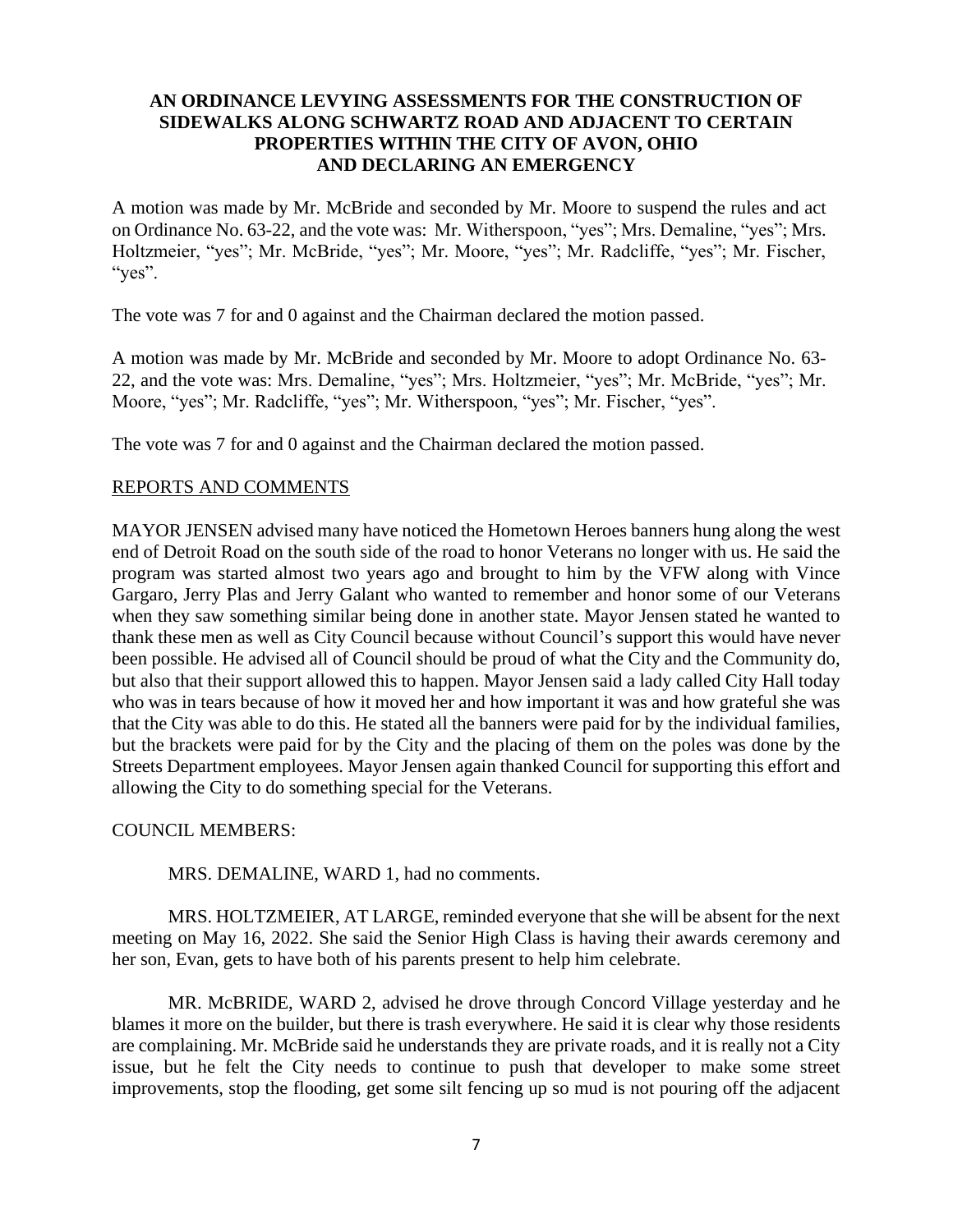**AN ORDINANCE LEVYING ASSESSMENTS FOR THE CONSTRUCTION OF SIDEWALKS ALONG SCHWARTZ ROAD AND ADJACENT TO CERTAIN PROPERTIES WITHIN THE CITY OF AVON, OHIO AND DECLARING AN EMERGENCY**

A motion was made by Mr. McBride and seconded by Mr. Moore to suspend the rules and act on Ordinance No. 63-22, and the vote was: Mr. Witherspoon, "yes"; Mrs. Demaline, "yes"; Mrs. Holtzmeier, "yes"; Mr. McBride, "yes"; Mr. Moore, "yes"; Mr. Radcliffe, "yes"; Mr. Fischer, "yes".

The vote was 7 for and 0 against and the Chairman declared the motion passed.

A motion was made by Mr. McBride and seconded by Mr. Moore to adopt Ordinance No. 63-22, and the vote was: Mrs. Demaline, "yes"; Mrs. Holtzmeier, "yes"; Mr. McBride, "yes"; Mr. Moore, "yes"; Mr. Radcliffe, "yes"; Mr. Witherspoon, "yes"; Mr. Fischer, "yes".

The vote was 7 for and 0 against and the Chairman declared the motion passed.

REPORTS AND COMMENTS

MAYOR JENSEN advised many have noticed the Hometown Heroes banners hung along the west end of Detroit Road on the south side of the road to honor Veterans no longer with us. He said the program was started almost two years ago and brought to him by the VFW along with Vince Gargaro, Jerry Plas and Jerry Galant who wanted to remember and honor some of our Veterans when they saw something similar being done in another state. Mayor Jensen stated he wanted to thank these men as well as City Council because without Council's support this would have never been possible. He advised all of Council should be proud of what the City and the Community do, but also that their support allowed this to happen. Mayor Jensen said a lady called City Hall today who was in tears because of how it moved her and how important it was and how grateful she was that the City was able to do this. He stated all the banners were paid for by the individual families, but the brackets were paid for by the City and the placing of them on the poles was done by the Streets Department employees. Mayor Jensen again thanked Council for supporting this effort and allowing the City to do something special for the Veterans.

COUNCIL MEMBERS:

MRS. DEMALINE, WARD 1, had no comments.

MRS. HOLTZMEIER, AT LARGE, reminded everyone that she will be absent for the next meeting on May 16, 2022. She said the Senior High Class is having their awards ceremony and her son, Evan, gets to have both of his parents present to help him celebrate.

MR. McBRIDE, WARD 2, advised he drove through Concord Village yesterday and he blames it more on the builder, but there is trash everywhere. He said it is clear why those residents are complaining. Mr. McBride said he understands they are private roads, and it is really not a City issue, but he felt the City needs to continue to push that developer to make some street improvements, stop the flooding, get some silt fencing up so mud is not pouring off the adjacent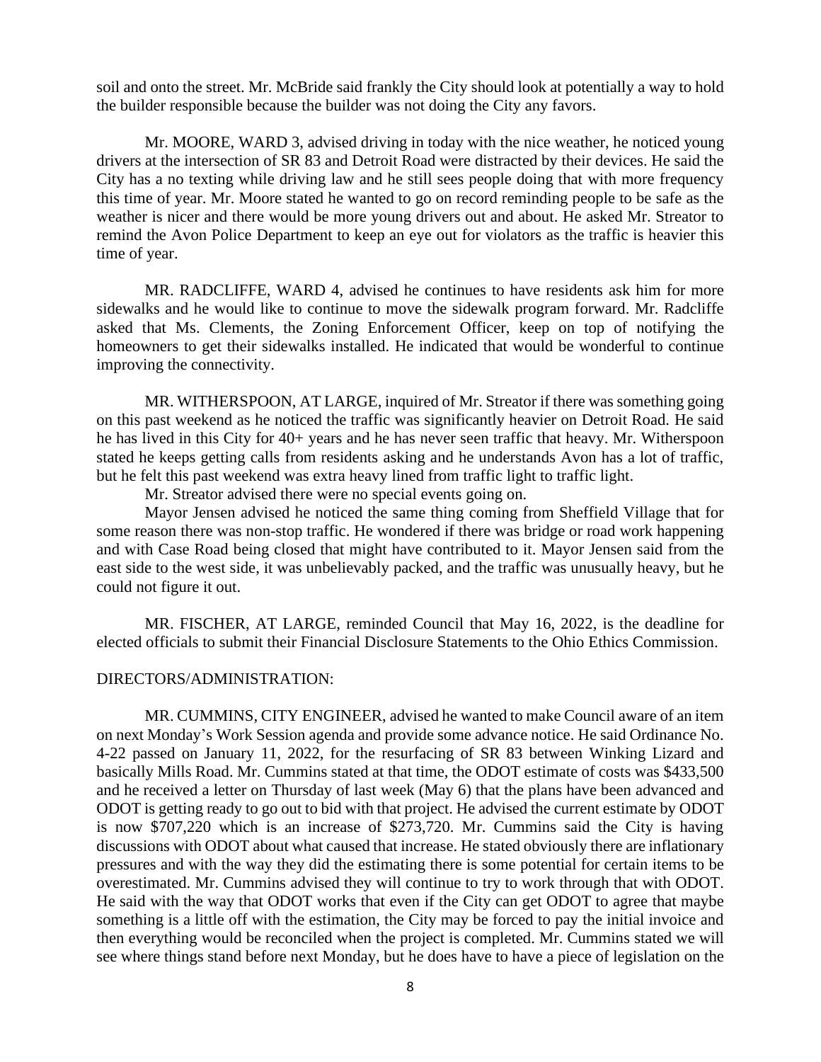soil and onto the street. Mr. McBride said frankly the City should look at potentially a way to hold the builder responsible because the builder was not doing the City any favors.

Mr. MOORE, WARD 3, advised driving in today with the nice weather, he noticed young drivers at the intersection of SR 83 and Detroit Road were distracted by their devices. He said the City has a no texting while driving law and he still sees people doing that with more frequency this time of year. Mr. Moore stated he wanted to go on record reminding people to be safe as the weather is nicer and there would be more young drivers out and about. He asked Mr. Streator to remind the Avon Police Department to keep an eye out for violators as the traffic is heavier this time of year.

MR. RADCLIFFE, WARD 4, advised he continues to have residents ask him for more sidewalks and he would like to continue to move the sidewalk program forward. Mr. Radcliffe asked that Ms. Clements, the Zoning Enforcement Officer, keep on top of notifying the homeowners to get their sidewalks installed. He indicated that would be wonderful to continue improving the connectivity.

MR. WITHERSPOON, AT LARGE, inquired of Mr. Streator if there was something going on this past weekend as he noticed the traffic was significantly heavier on Detroit Road. He said he has lived in this City for 40+ years and he has never seen traffic that heavy. Mr. Witherspoon stated he keeps getting calls from residents asking and he understands Avon has a lot of traffic, but he felt this past weekend was extra heavy lined from traffic light to traffic light.

Mr. Streator advised there were no special events going on.

Mayor Jensen advised he noticed the same thing coming from Sheffield Village that for some reason there was non-stop traffic. He wondered if there was bridge or road work happening and with Case Road being closed that might have contributed to it. Mayor Jensen said from the east side to the west side, it was unbelievably packed, and the traffic was unusually heavy, but he could not figure it out.

MR. FISCHER, AT LARGE, reminded Council that May 16, 2022, is the deadline for elected officials to submit their Financial Disclosure Statements to the Ohio Ethics Commission.

DIRECTORS/ADMINISTRATION:

MR. CUMMINS, CITY ENGINEER, advised he wanted to make Council aware of an item on next Monday's Work Session agenda and provide some advance notice. He said Ordinance No. 4-22 passed on January 11, 2022, for the resurfacing of SR 83 between Winking Lizard and basically Mills Road. Mr. Cummins stated at that time, the ODOT estimate of costs was $433,500 and he received a letter on Thursday of last week (May 6) that the plans have been advanced and ODOT is getting ready to go out to bid with that project. He advised the current estimate by ODOT is now $707,220 which is an increase of $273,720. Mr. Cummins said the City is having discussions with ODOT about what caused that increase. He stated obviously there are inflationary pressures and with the way they did the estimating there is some potential for certain items to be overestimated. Mr. Cummins advised they will continue to try to work through that with ODOT. He said with the way that ODOT works that even if the City can get ODOT to agree that maybe something is a little off with the estimation, the City may be forced to pay the initial invoice and then everything would be reconciled when the project is completed. Mr. Cummins stated we will see where things stand before next Monday, but he does have to have a piece of legislation on the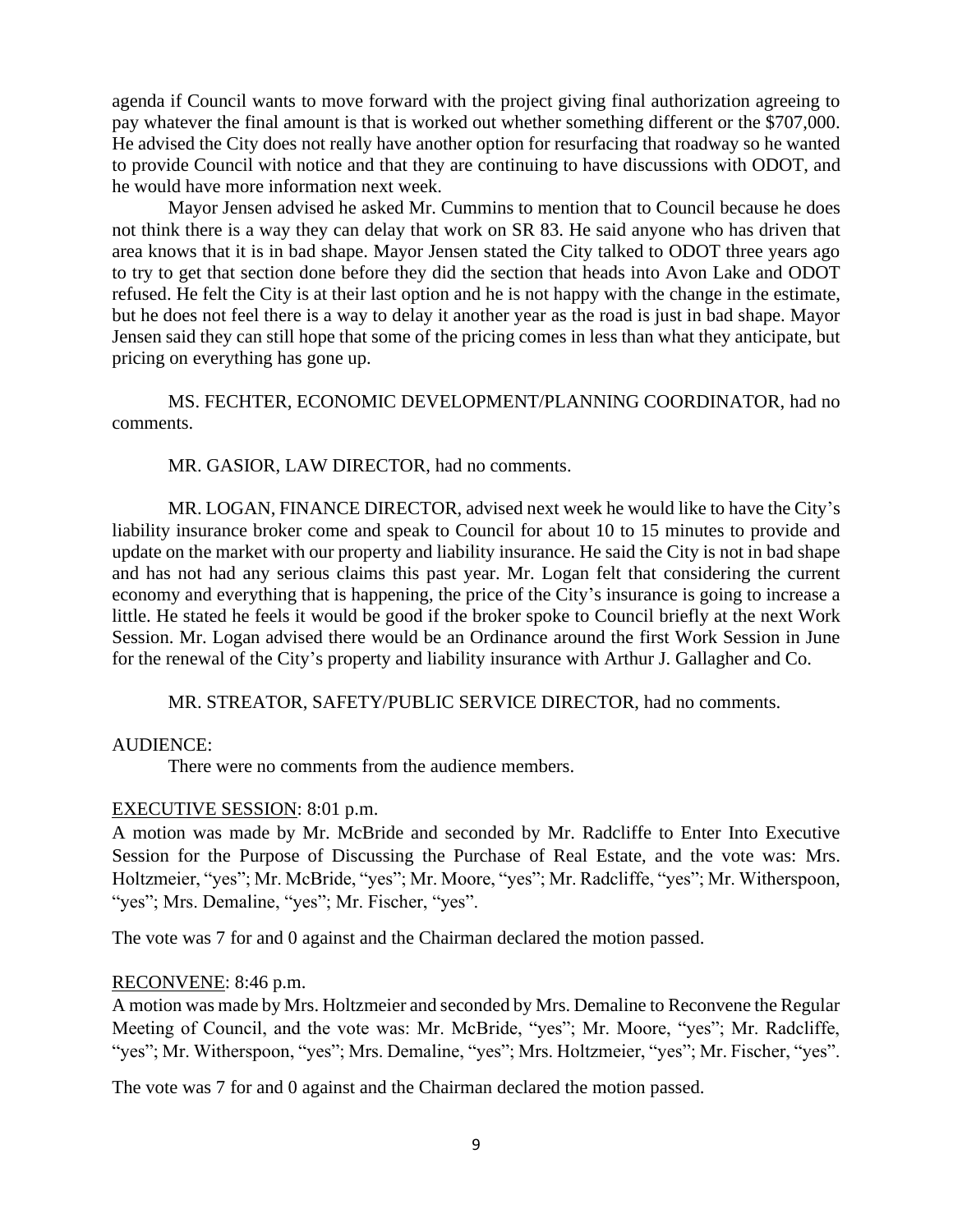agenda if Council wants to move forward with the project giving final authorization agreeing to pay whatever the final amount is that is worked out whether something different or the $707,000. He advised the City does not really have another option for resurfacing that roadway so he wanted to provide Council with notice and that they are continuing to have discussions with ODOT, and he would have more information next week.

Mayor Jensen advised he asked Mr. Cummins to mention that to Council because he does not think there is a way they can delay that work on SR 83. He said anyone who has driven that area knows that it is in bad shape. Mayor Jensen stated the City talked to ODOT three years ago to try to get that section done before they did the section that heads into Avon Lake and ODOT refused. He felt the City is at their last option and he is not happy with the change in the estimate, but he does not feel there is a way to delay it another year as the road is just in bad shape. Mayor Jensen said they can still hope that some of the pricing comes in less than what they anticipate, but pricing on everything has gone up.

MS. FECHTER, ECONOMIC DEVELOPMENT/PLANNING COORDINATOR, had no comments.

MR. GASIOR, LAW DIRECTOR, had no comments.

MR. LOGAN, FINANCE DIRECTOR, advised next week he would like to have the City's liability insurance broker come and speak to Council for about 10 to 15 minutes to provide and update on the market with our property and liability insurance. He said the City is not in bad shape and has not had any serious claims this past year. Mr. Logan felt that considering the current economy and everything that is happening, the price of the City's insurance is going to increase a little. He stated he feels it would be good if the broker spoke to Council briefly at the next Work Session. Mr. Logan advised there would be an Ordinance around the first Work Session in June for the renewal of the City's property and liability insurance with Arthur J. Gallagher and Co.

MR. STREATOR, SAFETY/PUBLIC SERVICE DIRECTOR, had no comments.

AUDIENCE:

There were no comments from the audience members.

EXECUTIVE SESSION: 8:01 p.m.

A motion was made by Mr. McBride and seconded by Mr. Radcliffe to Enter Into Executive Session for the Purpose of Discussing the Purchase of Real Estate, and the vote was: Mrs. Holtzmeier, "yes"; Mr. McBride, "yes"; Mr. Moore, "yes"; Mr. Radcliffe, "yes"; Mr. Witherspoon, "yes"; Mrs. Demaline, "yes"; Mr. Fischer, "yes".

The vote was 7 for and 0 against and the Chairman declared the motion passed.

RECONVENE: 8:46 p.m.

A motion was made by Mrs. Holtzmeier and seconded by Mrs. Demaline to Reconvene the Regular Meeting of Council, and the vote was: Mr. McBride, "yes"; Mr. Moore, "yes"; Mr. Radcliffe, "yes"; Mr. Witherspoon, "yes"; Mrs. Demaline, "yes"; Mrs. Holtzmeier, "yes"; Mr. Fischer, "yes".

The vote was 7 for and 0 against and the Chairman declared the motion passed.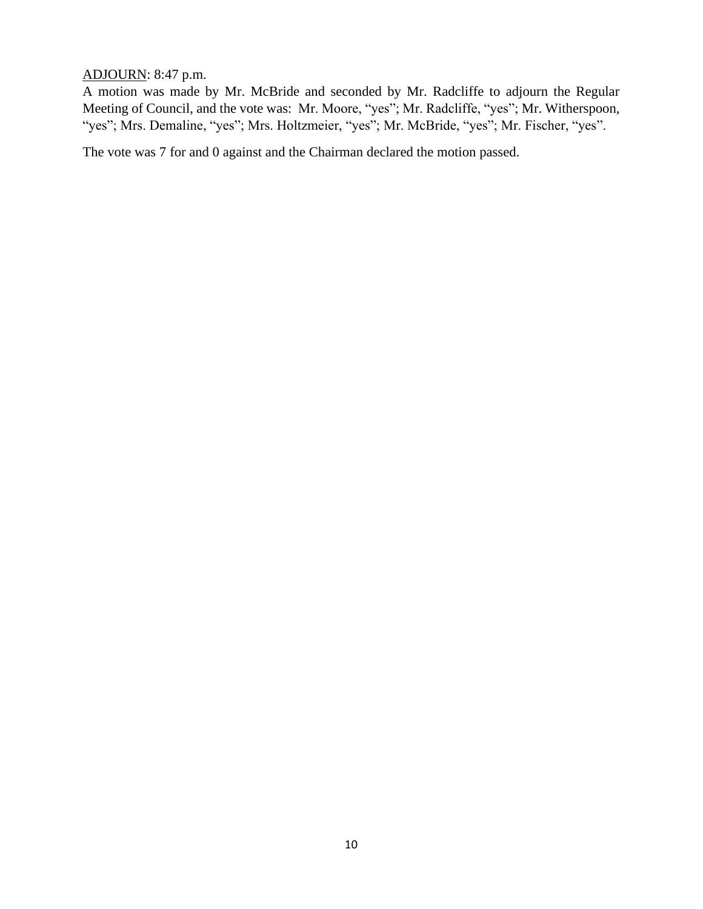<u>ADJOURN</u>: 8:47 p.m.

A motion was made by Mr. McBride and seconded by Mr. Radcliffe to adjourn the Regular Meeting of Council, and the vote was: Mr. Moore, “yes”; Mr. Radcliffe, “yes”; Mr. Witherspoon, “yes”; Mrs. Demaline, “yes”; Mrs. Holtzmeier, “yes”; Mr. McBride, “yes”; Mr. Fischer, “yes”.

The vote was 7 for and 0 against and the Chairman declared the motion passed.